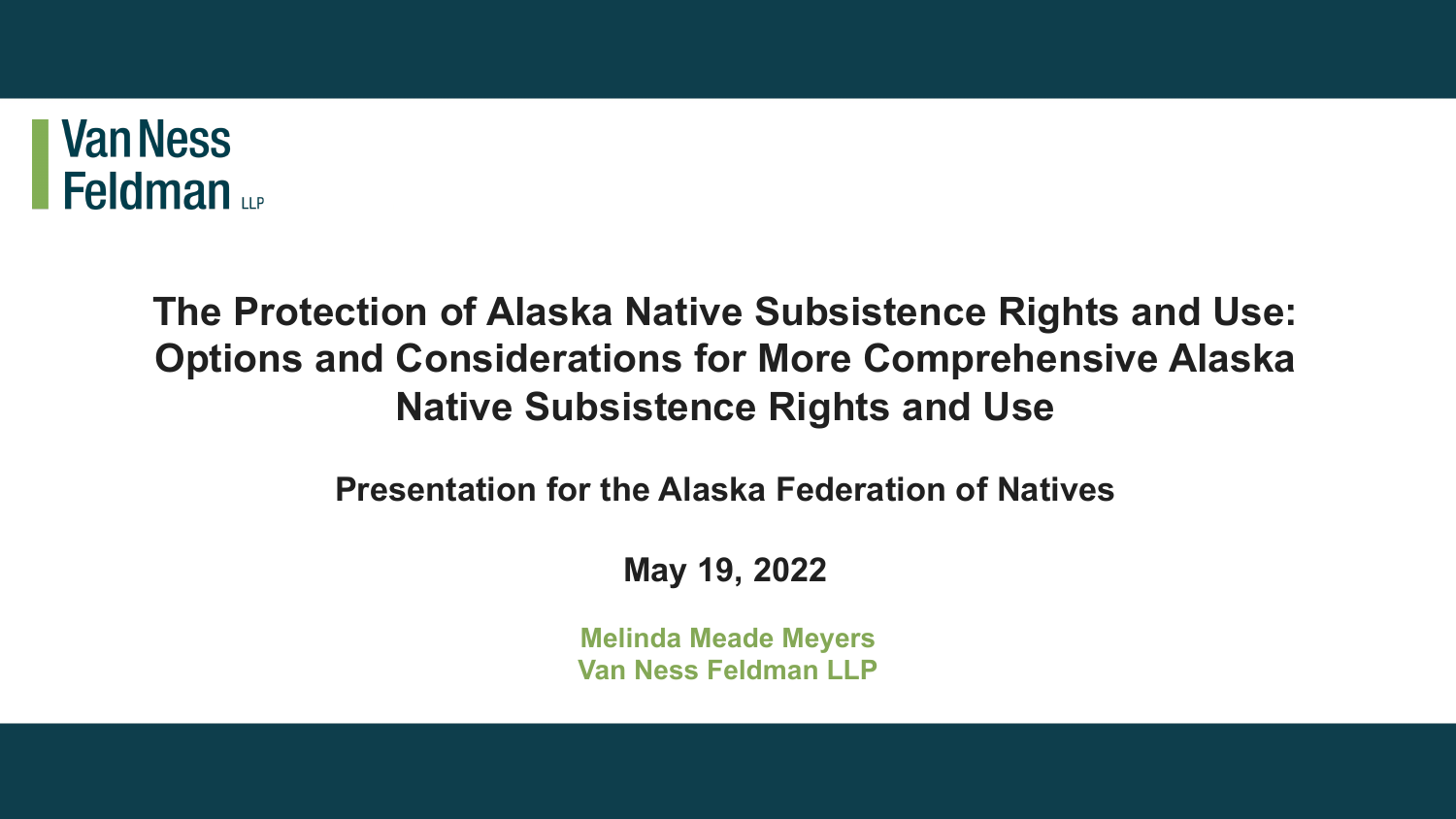Van Ness Feldman LLP

# The Protection of Alaska Native Subsistence Rights and Use: Options and Considerations for More Comprehensive Alaska Native Subsistence Rights and Use

**Presentation for the Alaska Federation of Natives**

**May 19, 2022**

**Melinda Meade Meyers**
**Van Ness Feldman LLP**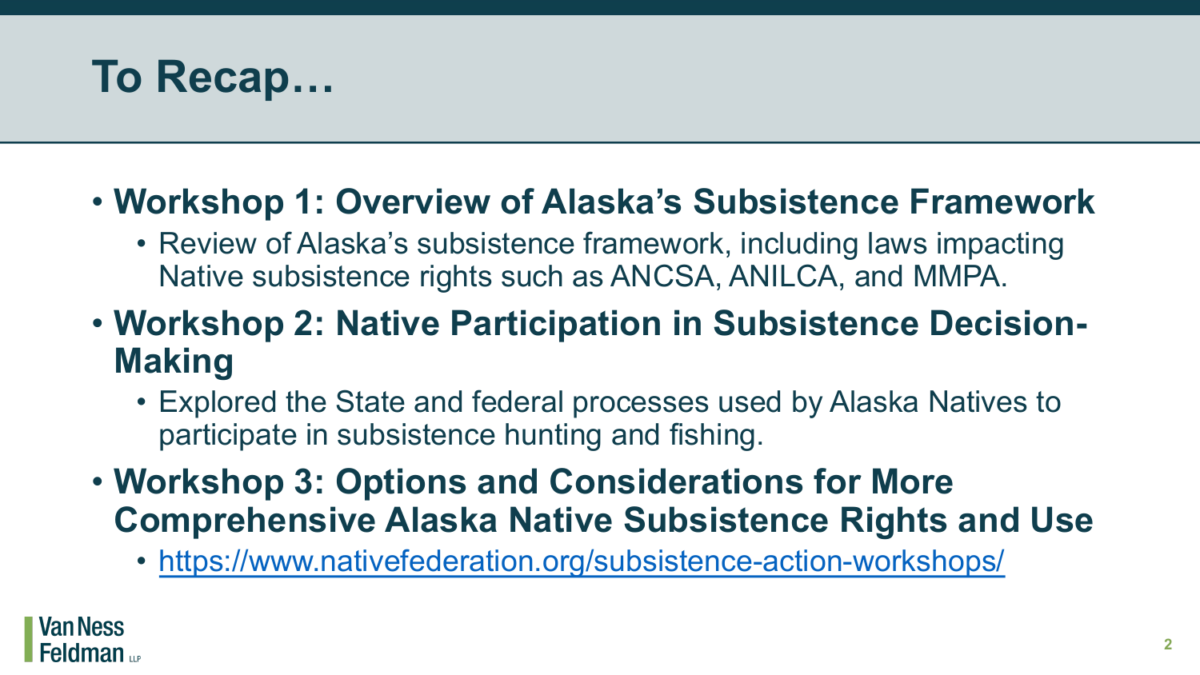# To Recap…

- **Workshop 1: Overview of Alaska's Subsistence Framework**
  - Review of Alaska's subsistence framework, including laws impacting Native subsistence rights such as ANCSA, ANILCA, and MMPA.
- **Workshop 2: Native Participation in Subsistence Decision-Making**
  - Explored the State and federal processes used by Alaska Natives to participate in subsistence hunting and fishing.
- **Workshop 3: Options and Considerations for More Comprehensive Alaska Native Subsistence Rights and Use**
  - https://www.nativefederation.org/subsistence-action-workshops/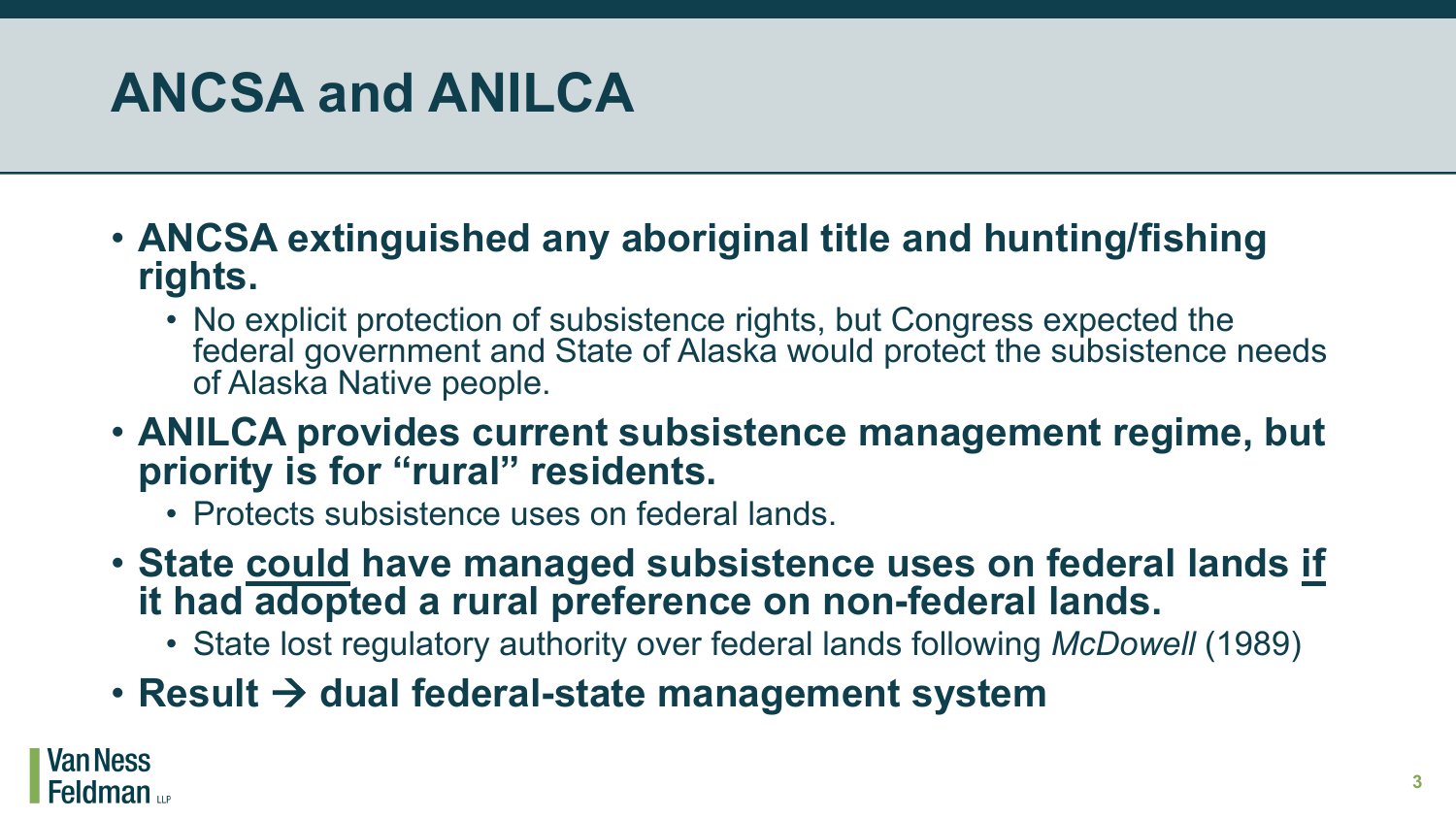# ANCSA and ANILCA

- **ANCSA extinguished any aboriginal title and hunting/fishing rights.**
  - No explicit protection of subsistence rights, but Congress expected the federal government and State of Alaska would protect the subsistence needs of Alaska Native people.
- **ANILCA provides current subsistence management regime, but priority is for "rural" residents.**
  - Protects subsistence uses on federal lands.
- **State <u>could</u> have managed subsistence uses on federal lands <u>if</u> it had adopted a rural preference on non-federal lands.**
  - State lost regulatory authority over federal lands following *McDowell* (1989)
- **Result → dual federal-state management system**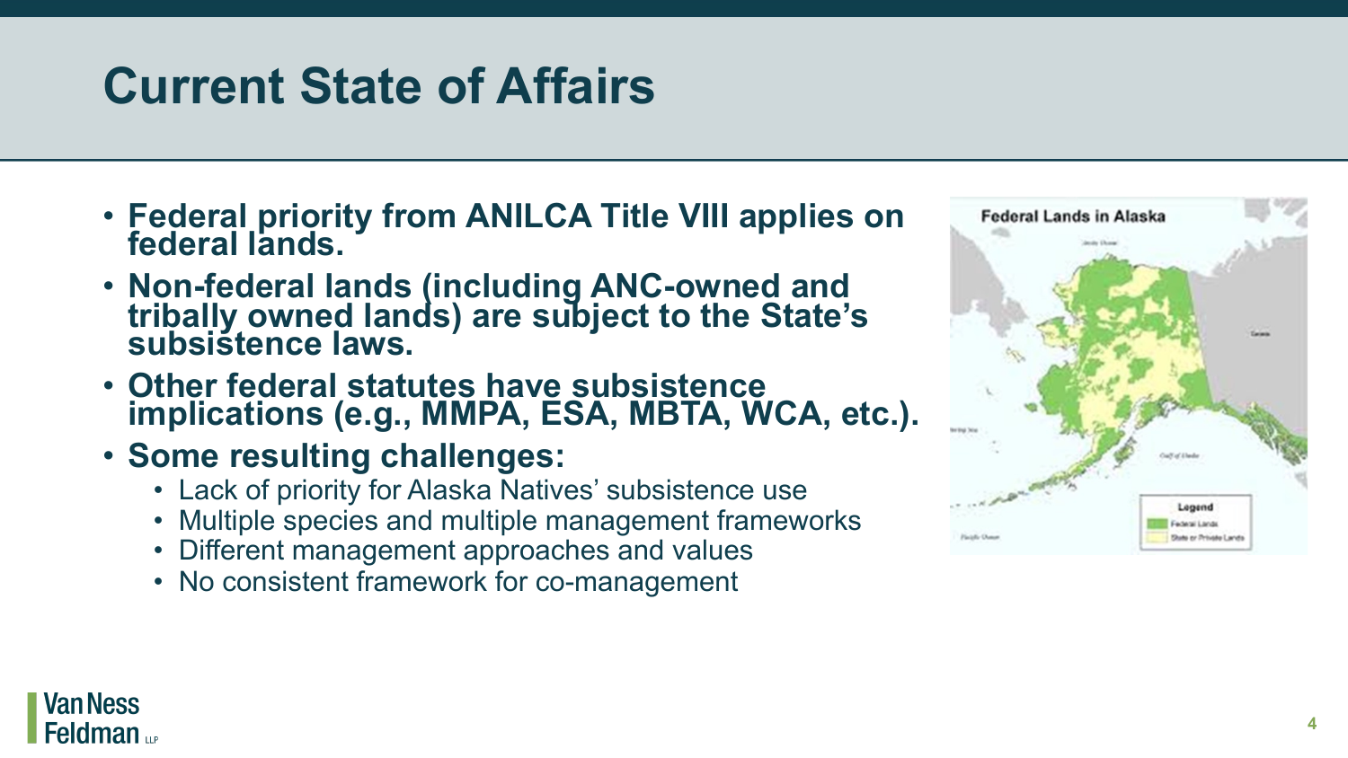# Current State of Affairs

- **Federal priority from ANILCA Title VIII applies on federal lands.**
- **Non-federal lands (including ANC-owned and tribally owned lands) are subject to the State's subsistence laws.**
- **Other federal statutes have subsistence implications (e.g., MMPA, ESA, MBTA, WCA, etc.).**
- **Some resulting challenges:**
  - Lack of priority for Alaska Natives' subsistence use
  - Multiple species and multiple management frameworks
  - Different management approaches and values
  - No consistent framework for co-management

Federal Lands in Alaska

Legend: Federal Lands; State or Private Lands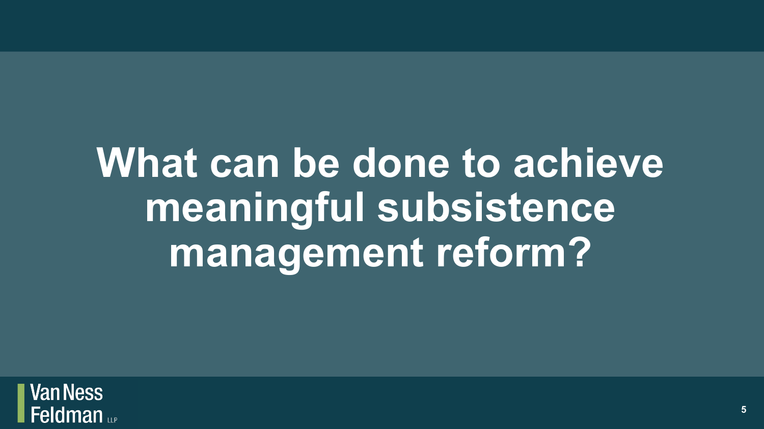# What can be done to achieve meaningful subsistence management reform?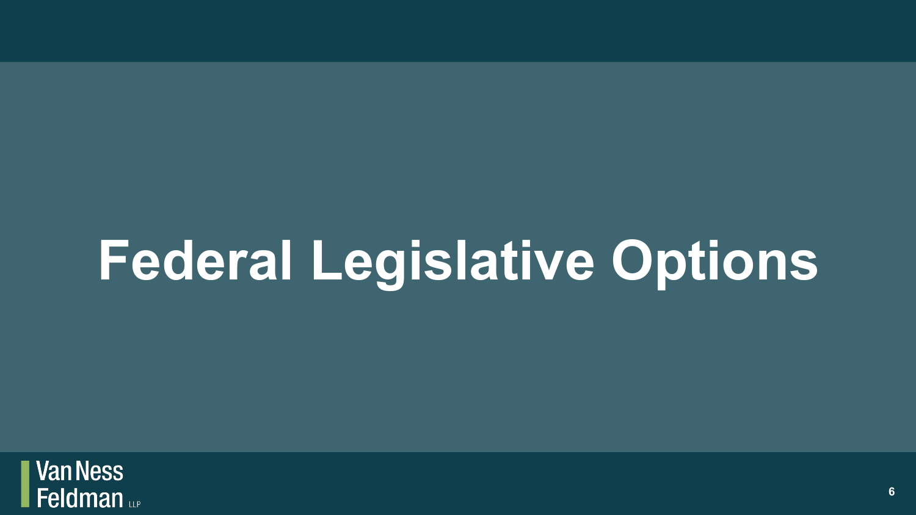# Federal Legislative Options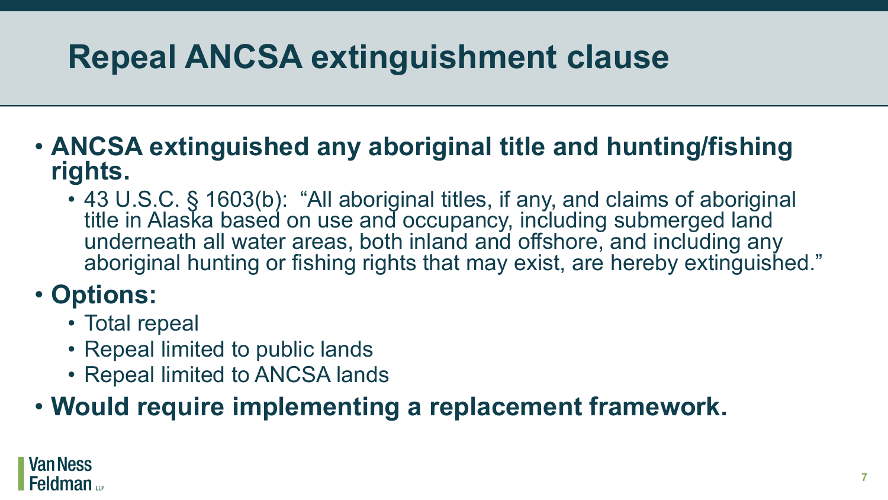# Repeal ANCSA extinguishment clause

- **ANCSA extinguished any aboriginal title and hunting/fishing rights.**
  - 43 U.S.C. § 1603(b): "All aboriginal titles, if any, and claims of aboriginal title in Alaska based on use and occupancy, including submerged land underneath all water areas, both inland and offshore, and including any aboriginal hunting or fishing rights that may exist, are hereby extinguished."
- **Options:**
  - Total repeal
  - Repeal limited to public lands
  - Repeal limited to ANCSA lands
- **Would require implementing a replacement framework.**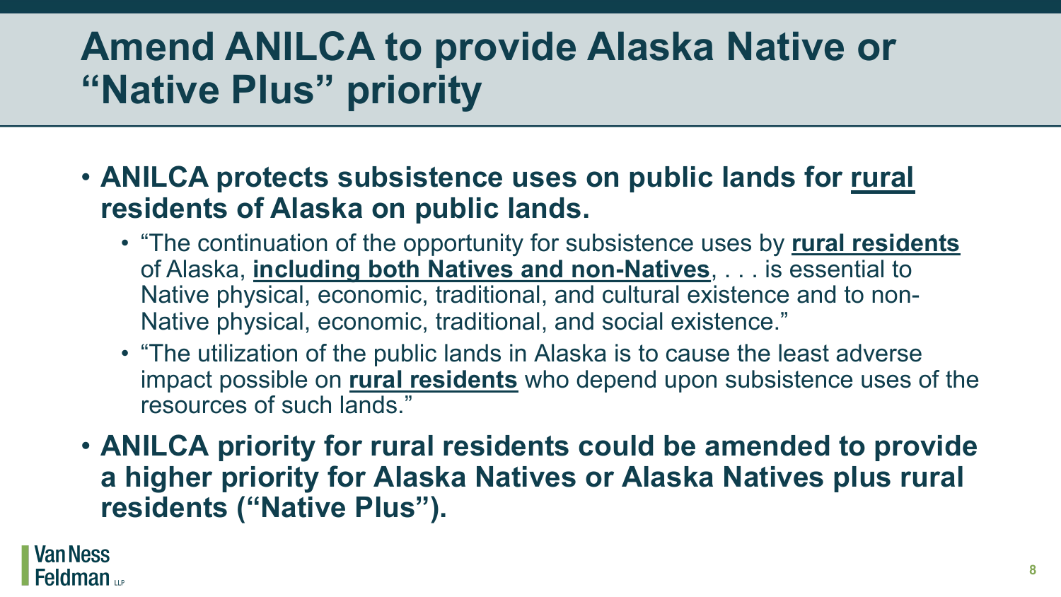# Amend ANILCA to provide Alaska Native or "Native Plus" priority

- **ANILCA protects subsistence uses on public lands for <u>rural</u> residents of Alaska on public lands.**
  - "The continuation of the opportunity for subsistence uses by **<u>rural residents</u>** of Alaska, **<u>including both Natives and non-Natives</u>**, . . . is essential to Native physical, economic, traditional, and cultural existence and to non-Native physical, economic, traditional, and social existence."
  - "The utilization of the public lands in Alaska is to cause the least adverse impact possible on **<u>rural residents</u>** who depend upon subsistence uses of the resources of such lands."
- **ANILCA priority for rural residents could be amended to provide a higher priority for Alaska Natives or Alaska Natives plus rural residents ("Native Plus").**

Van Ness Feldman LLP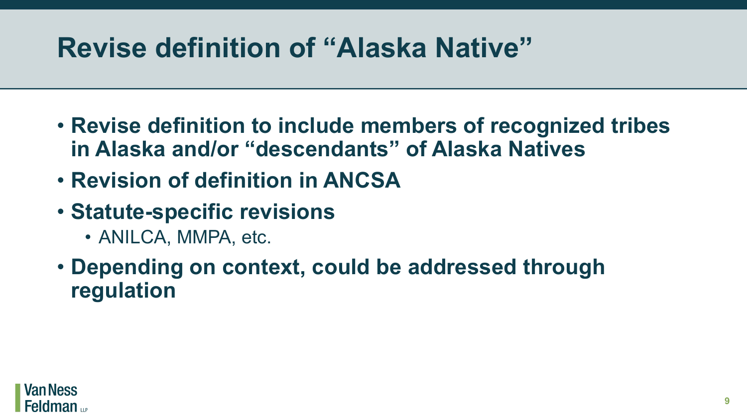# Revise definition of "Alaska Native"

- **Revise definition to include members of recognized tribes in Alaska and/or "descendants" of Alaska Natives**
- **Revision of definition in ANCSA**
- **Statute-specific revisions**
  - ANILCA, MMPA, etc.
- **Depending on context, could be addressed through regulation**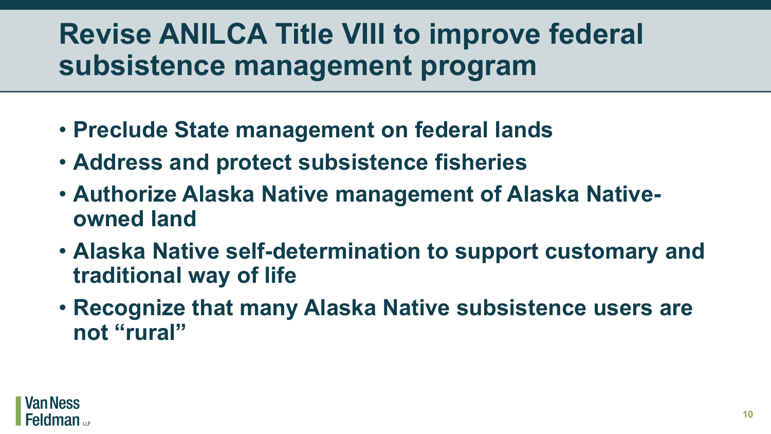# Revise ANILCA Title VIII to improve federal subsistence management program

- **Preclude State management on federal lands**
- **Address and protect subsistence fisheries**
- **Authorize Alaska Native management of Alaska Native-owned land**
- **Alaska Native self-determination to support customary and traditional way of life**
- **Recognize that many Alaska Native subsistence users are not "rural"**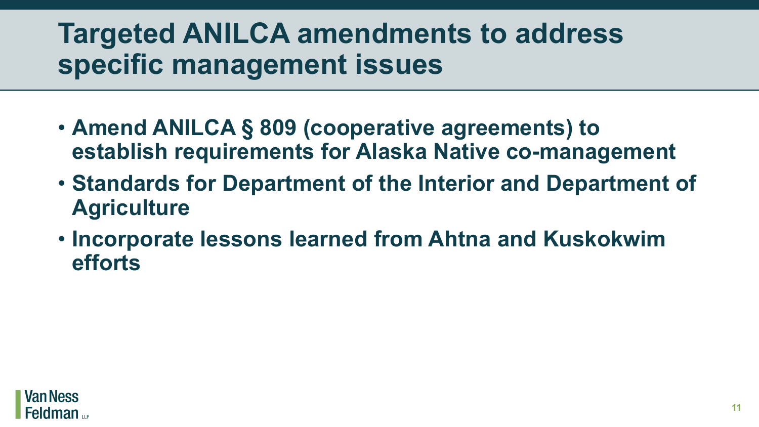# Targeted ANILCA amendments to address specific management issues

- Amend ANILCA § 809 (cooperative agreements) to establish requirements for Alaska Native co-management
- Standards for Department of the Interior and Department of Agriculture
- Incorporate lessons learned from Ahtna and Kuskokwim efforts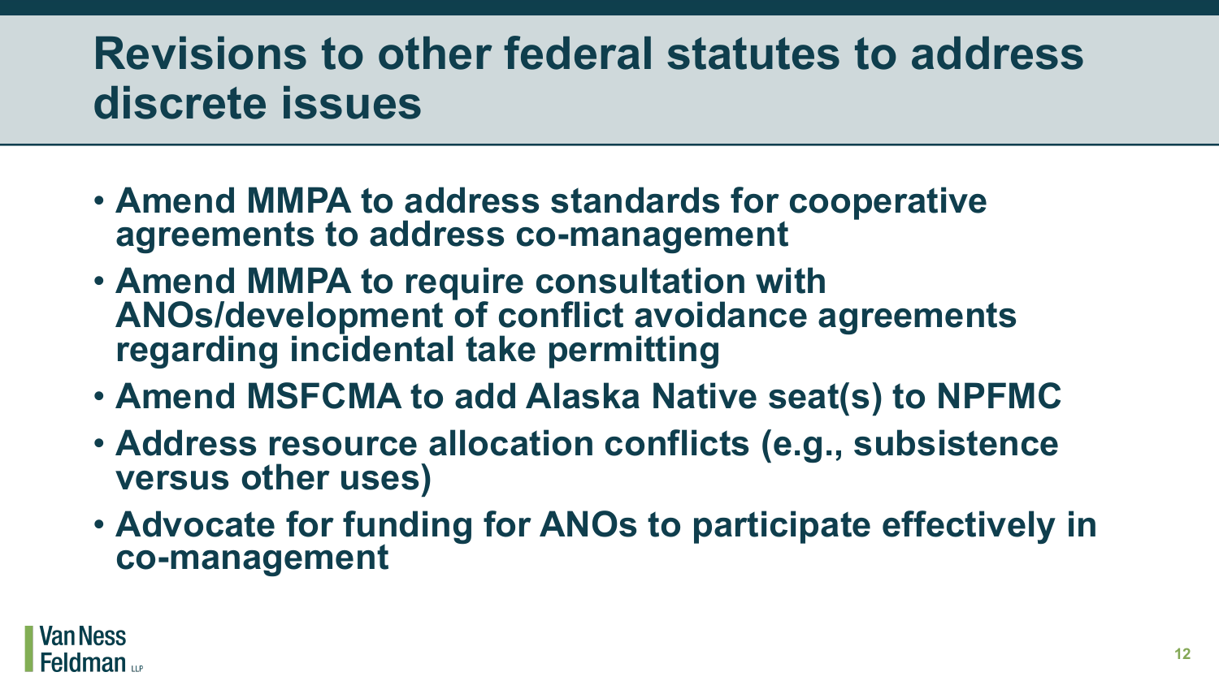# Revisions to other federal statutes to address discrete issues

- **Amend MMPA to address standards for cooperative agreements to address co-management**
- **Amend MMPA to require consultation with ANOs/development of conflict avoidance agreements regarding incidental take permitting**
- **Amend MSFCMA to add Alaska Native seat(s) to NPFMC**
- **Address resource allocation conflicts (e.g., subsistence versus other uses)**
- **Advocate for funding for ANOs to participate effectively in co-management**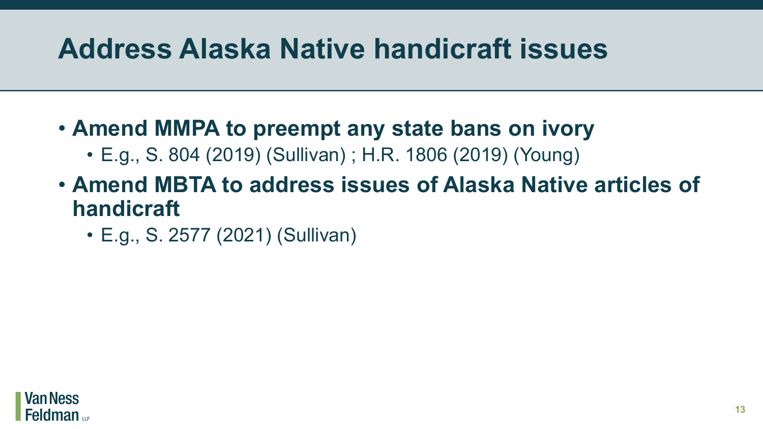# Address Alaska Native handicraft issues

- **Amend MMPA to preempt any state bans on ivory**
  - E.g., S. 804 (2019) (Sullivan) ; H.R. 1806 (2019) (Young)
- **Amend MBTA to address issues of Alaska Native articles of handicraft**
  - E.g., S. 2577 (2021) (Sullivan)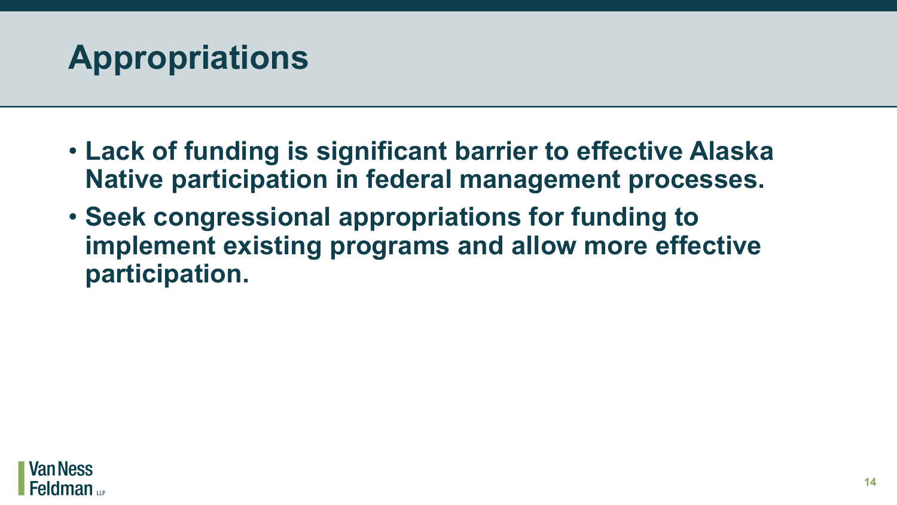# Appropriations

- **Lack of funding is significant barrier to effective Alaska Native participation in federal management processes.**
- **Seek congressional appropriations for funding to implement existing programs and allow more effective participation.**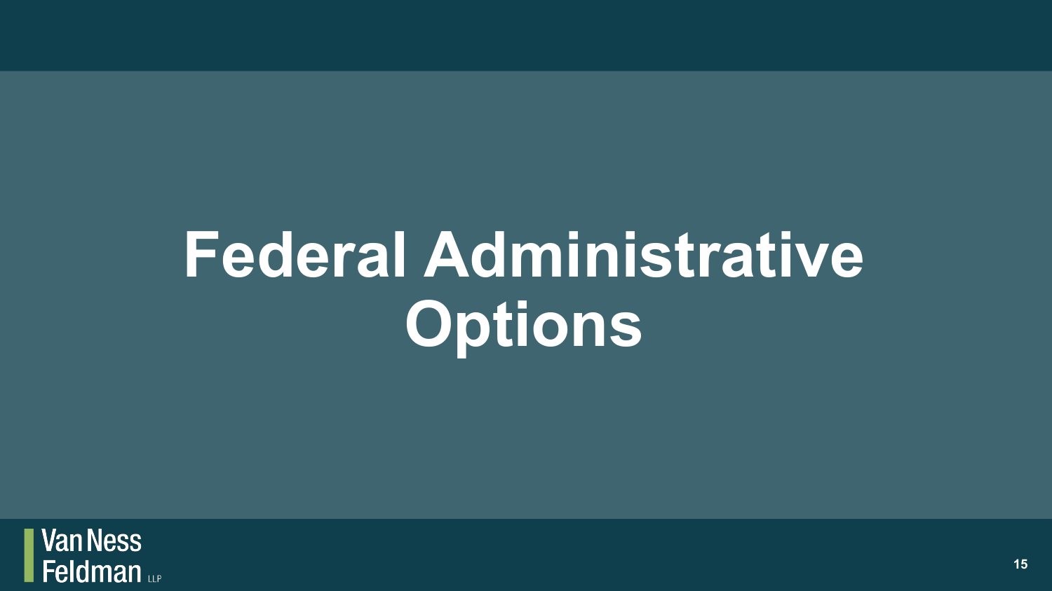# Federal Administrative Options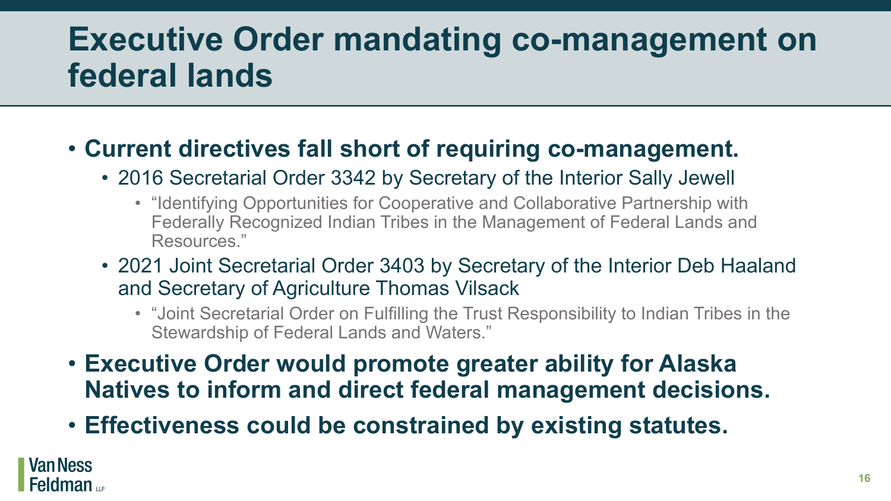# Executive Order mandating co-management on federal lands

- **Current directives fall short of requiring co-management.**
  - 2016 Secretarial Order 3342 by Secretary of the Interior Sally Jewell
    - "Identifying Opportunities for Cooperative and Collaborative Partnership with Federally Recognized Indian Tribes in the Management of Federal Lands and Resources."
  - 2021 Joint Secretarial Order 3403 by Secretary of the Interior Deb Haaland and Secretary of Agriculture Thomas Vilsack
    - "Joint Secretarial Order on Fulfilling the Trust Responsibility to Indian Tribes in the Stewardship of Federal Lands and Waters."
- **Executive Order would promote greater ability for Alaska Natives to inform and direct federal management decisions.**
- **Effectiveness could be constrained by existing statutes.**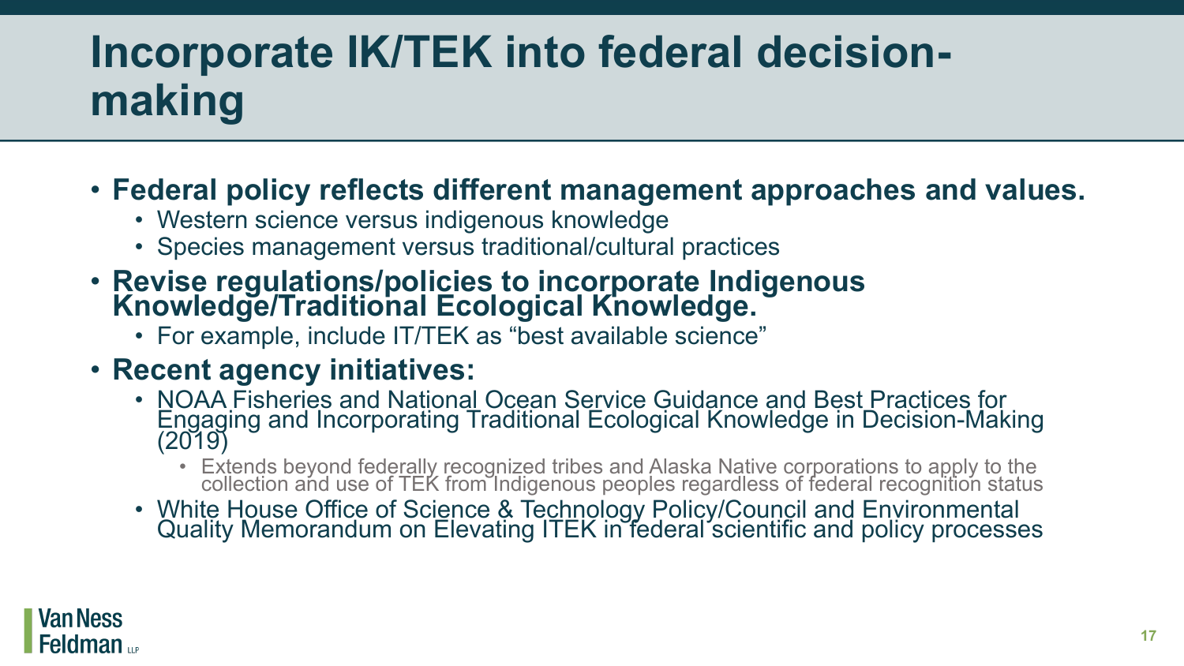# Incorporate IK/TEK into federal decision-making

- **Federal policy reflects different management approaches and values.**
  - Western science versus indigenous knowledge
  - Species management versus traditional/cultural practices
- **Revise regulations/policies to incorporate Indigenous Knowledge/Traditional Ecological Knowledge.**
  - For example, include IT/TEK as "best available science"
- **Recent agency initiatives:**
  - NOAA Fisheries and National Ocean Service Guidance and Best Practices for Engaging and Incorporating Traditional Ecological Knowledge in Decision-Making (2019)
    - Extends beyond federally recognized tribes and Alaska Native corporations to apply to the collection and use of TEK from Indigenous peoples regardless of federal recognition status
  - White House Office of Science & Technology Policy/Council and Environmental Quality Memorandum on Elevating ITEK in federal scientific and policy processes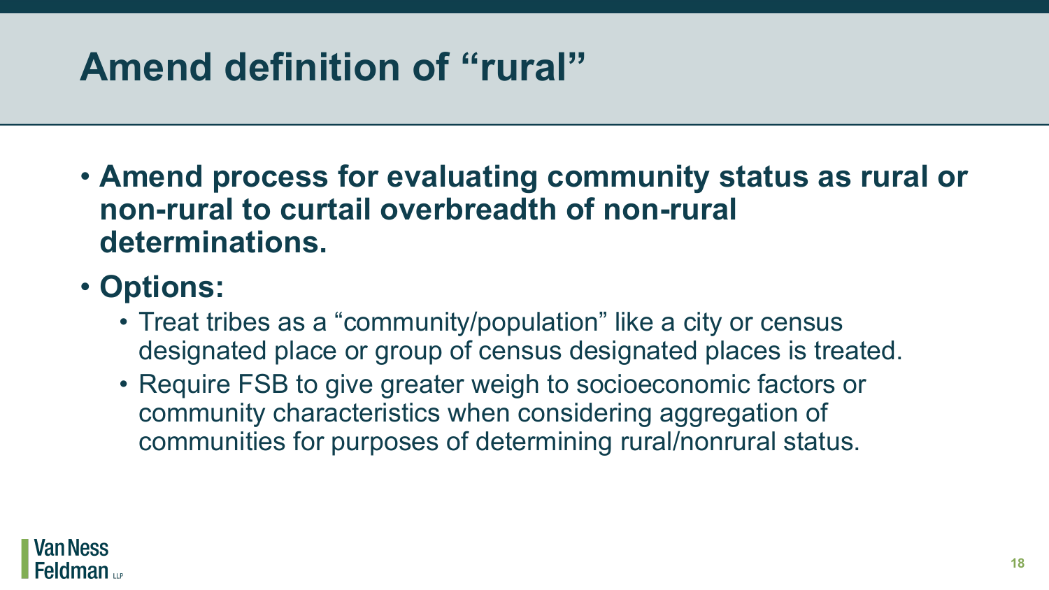# Amend definition of "rural"

- **Amend process for evaluating community status as rural or non-rural to curtail overbreadth of non-rural determinations.**
- **Options:**
  - Treat tribes as a "community/population" like a city or census designated place or group of census designated places is treated.
  - Require FSB to give greater weigh to socioeconomic factors or community characteristics when considering aggregation of communities for purposes of determining rural/nonrural status.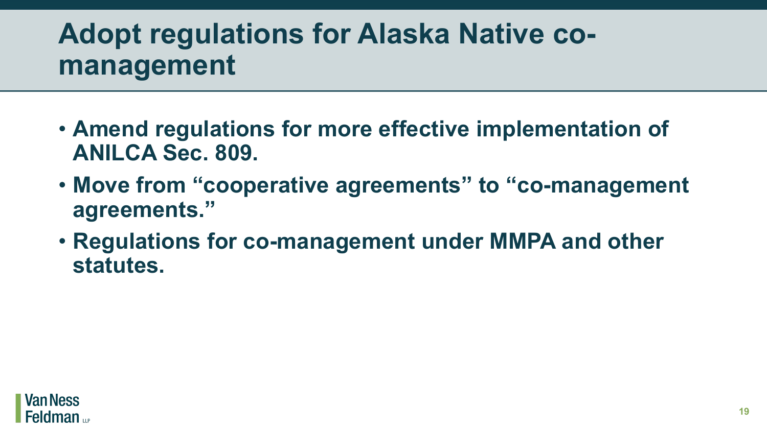# Adopt regulations for Alaska Native co-management

- **Amend regulations for more effective implementation of ANILCA Sec. 809.**
- **Move from “cooperative agreements” to “co-management agreements.”**
- **Regulations for co-management under MMPA and other statutes.**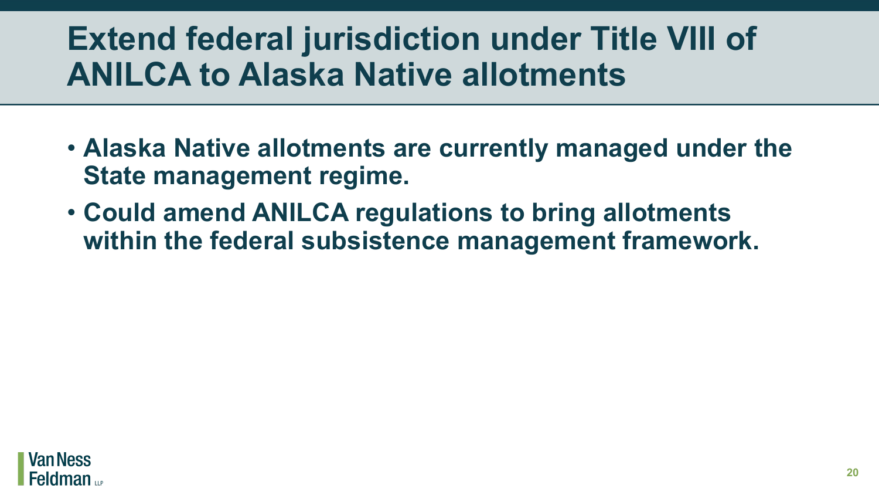# Extend federal jurisdiction under Title VIII of ANILCA to Alaska Native allotments

- **Alaska Native allotments are currently managed under the State management regime.**
- **Could amend ANILCA regulations to bring allotments within the federal subsistence management framework.**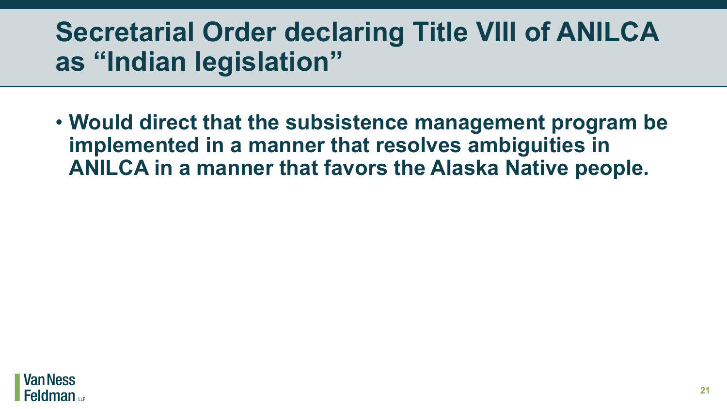# Secretarial Order declaring Title VIII of ANILCA as “Indian legislation”

- **Would direct that the subsistence management program be implemented in a manner that resolves ambiguities in ANILCA in a manner that favors the Alaska Native people.**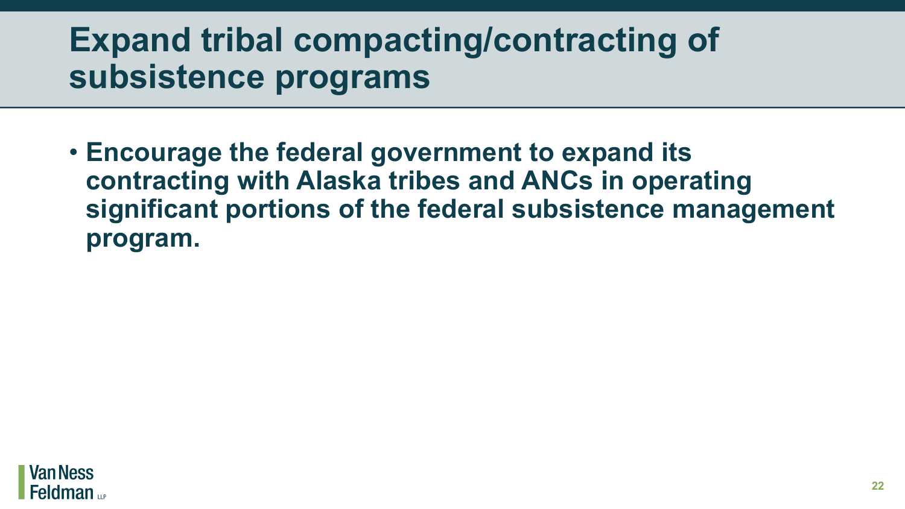# Expand tribal compacting/contracting of subsistence programs

- **Encourage the federal government to expand its contracting with Alaska tribes and ANCs in operating significant portions of the federal subsistence management program.**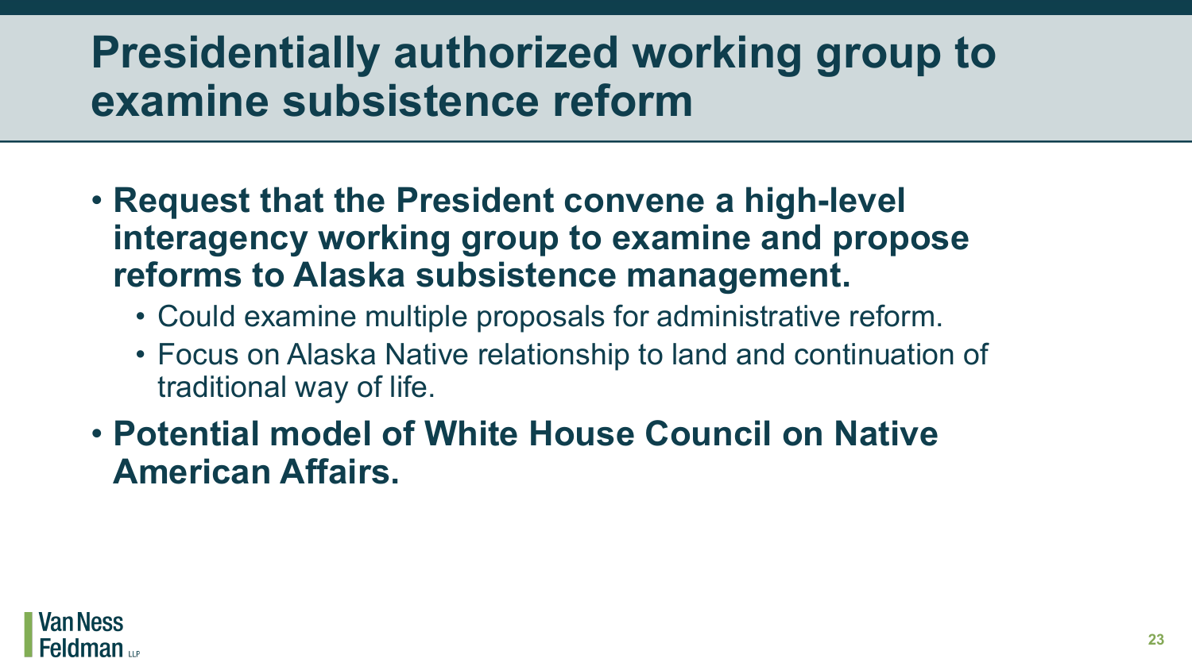# Presidentially authorized working group to examine subsistence reform

- **Request that the President convene a high-level interagency working group to examine and propose reforms to Alaska subsistence management.**
  - Could examine multiple proposals for administrative reform.
  - Focus on Alaska Native relationship to land and continuation of traditional way of life.
- **Potential model of White House Council on Native American Affairs.**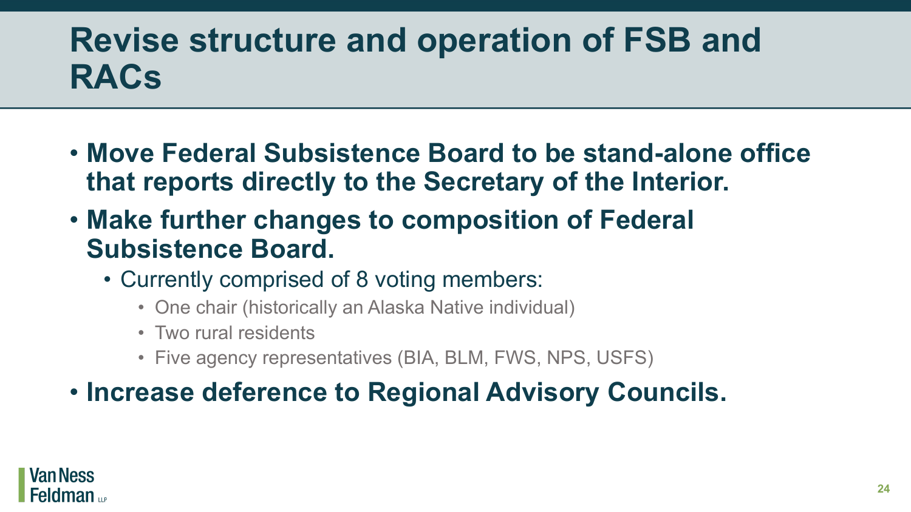# Revise structure and operation of FSB and RACs

- **Move Federal Subsistence Board to be stand-alone office that reports directly to the Secretary of the Interior.**
- **Make further changes to composition of Federal Subsistence Board.**
  - Currently comprised of 8 voting members:
    - One chair (historically an Alaska Native individual)
    - Two rural residents
    - Five agency representatives (BIA, BLM, FWS, NPS, USFS)
- **Increase deference to Regional Advisory Councils.**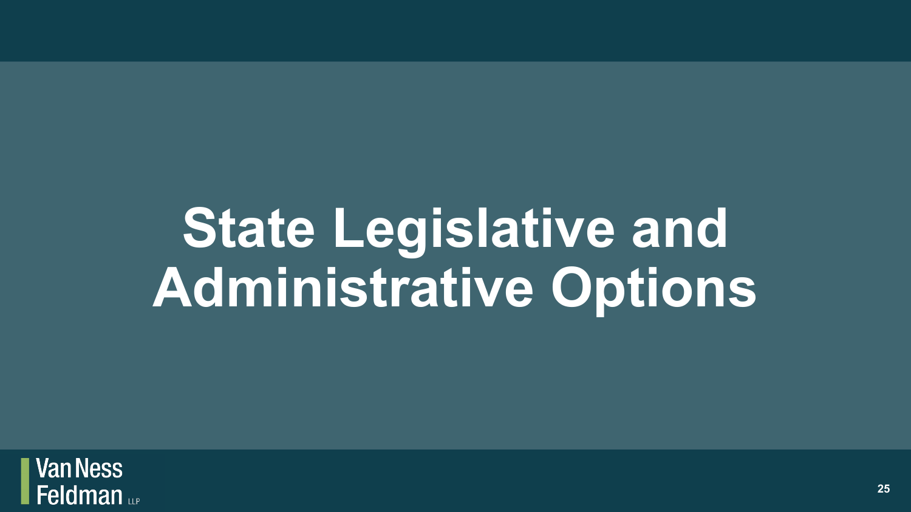# State Legislative and Administrative Options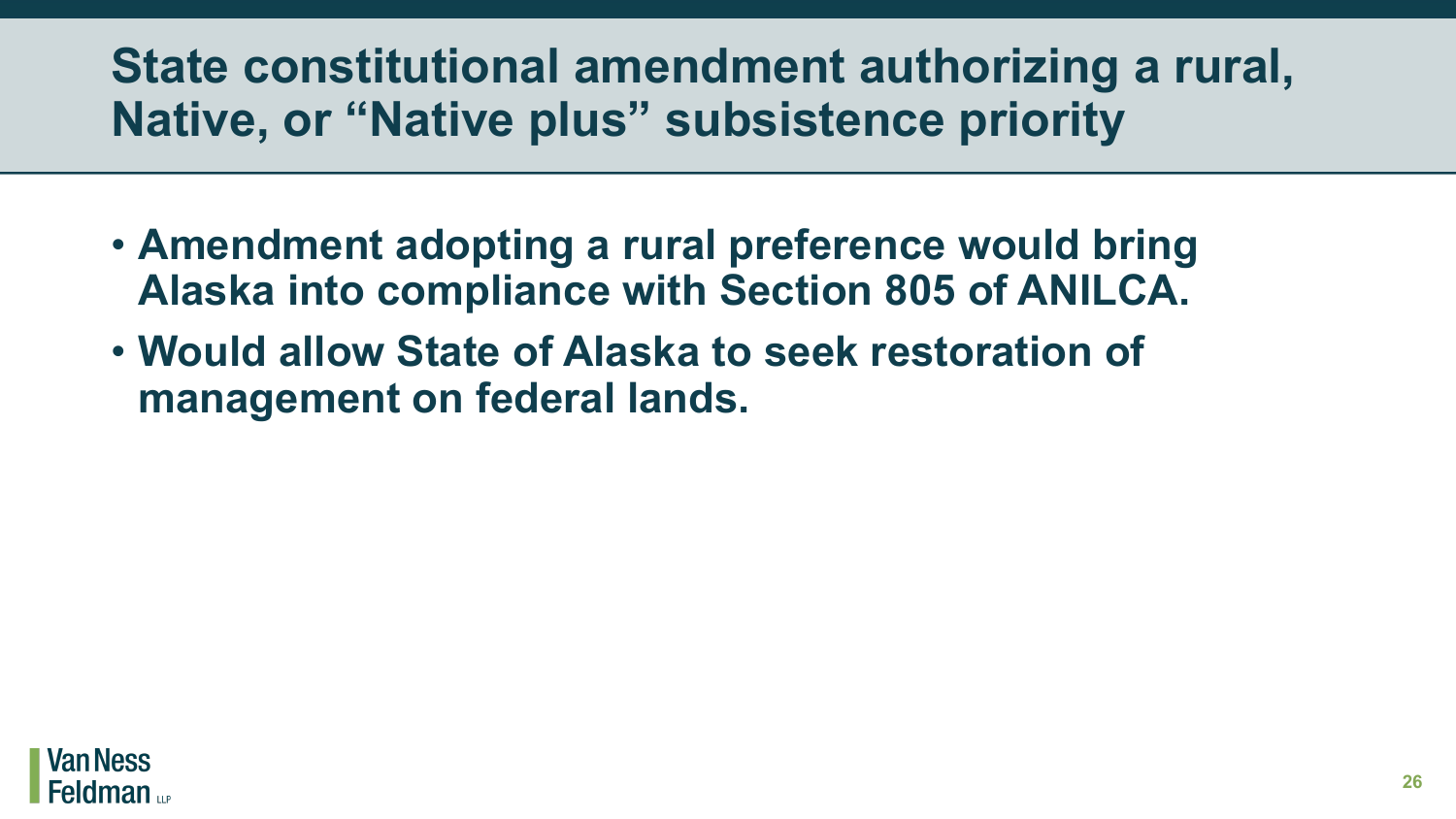# State constitutional amendment authorizing a rural, Native, or "Native plus" subsistence priority

- **Amendment adopting a rural preference would bring Alaska into compliance with Section 805 of ANILCA.**
- **Would allow State of Alaska to seek restoration of management on federal lands.**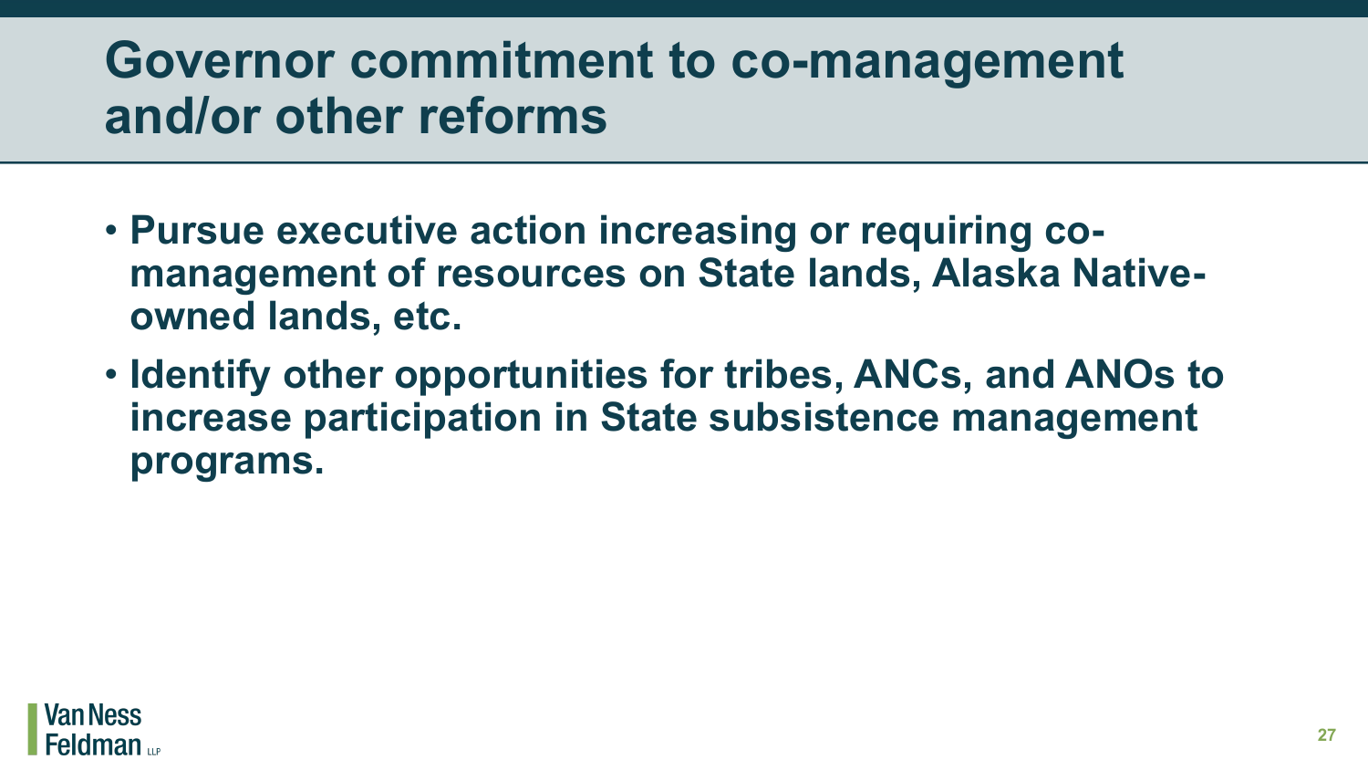# Governor commitment to co-management and/or other reforms

- **Pursue executive action increasing or requiring co-management of resources on State lands, Alaska Native-owned lands, etc.**
- **Identify other opportunities for tribes, ANCs, and ANOs to increase participation in State subsistence management programs.**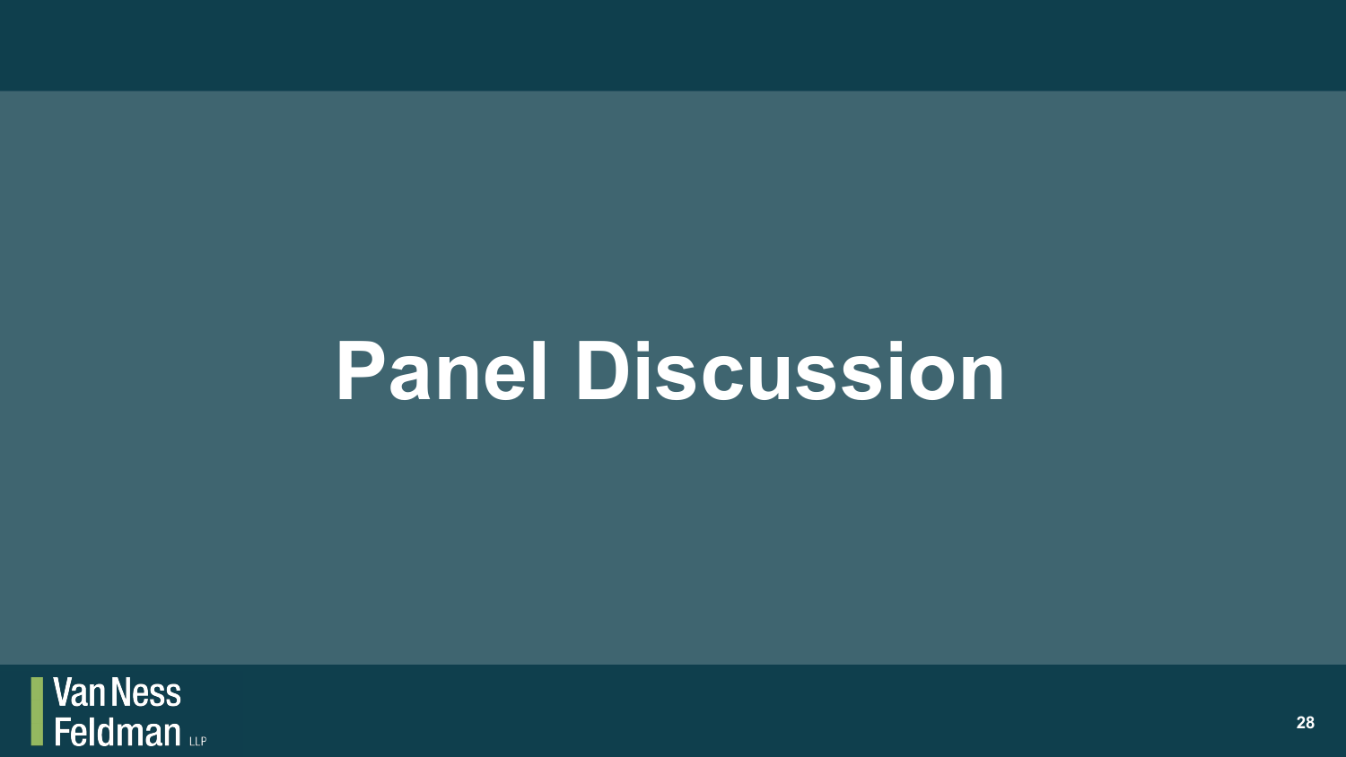# Panel Discussion